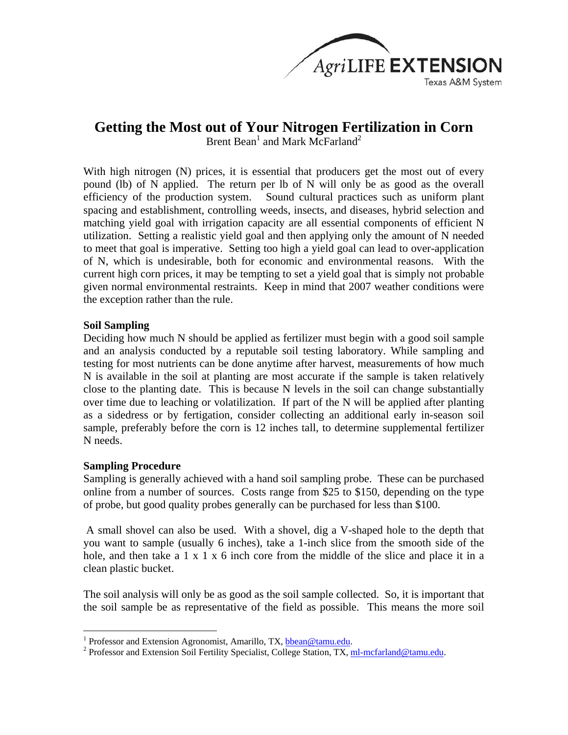# Getting the Most out of Your Nitrogen Fertilization in Corn

Brent Bean[1] and Mark McFarland[2]

With high nitrogen (N) prices, it is essential that producers get the most out of every pound (lb) of N applied. The return per lb of N will only be as good as the overall efficiency of the production system. Sound cultural practices such as uniform plant spacing and establishment, controlling weeds, insects, and diseases, hybrid selection and matching yield goal with irrigation capacity are all essential components of efficient N utilization. Setting a realistic yield goal and then applying only the amount of N needed to meet that goal is imperative. Setting too high a yield goal can lead to over-application of N, which is undesirable, both for economic and environmental reasons. With the current high corn prices, it may be tempting to set a yield goal that is simply not probable given normal environmental restraints. Keep in mind that 2007 weather conditions were the exception rather than the rule.

**Soil Sampling**

Deciding how much N should be applied as fertilizer must begin with a good soil sample and an analysis conducted by a reputable soil testing laboratory. While sampling and testing for most nutrients can be done anytime after harvest, measurements of how much N is available in the soil at planting are most accurate if the sample is taken relatively close to the planting date. This is because N levels in the soil can change substantially over time due to leaching or volatilization. If part of the N will be applied after planting as a sidedress or by fertigation, consider collecting an additional early in-season soil sample, preferably before the corn is 12 inches tall, to determine supplemental fertilizer N needs.

**Sampling Procedure**

Sampling is generally achieved with a hand soil sampling probe. These can be purchased online from a number of sources. Costs range from $25 to $150, depending on the type of probe, but good quality probes generally can be purchased for less than $100.

A small shovel can also be used. With a shovel, dig a V-shaped hole to the depth that you want to sample (usually 6 inches), take a 1-inch slice from the smooth side of the hole, and then take a 1 x 1 x 6 inch core from the middle of the slice and place it in a clean plastic bucket.

The soil analysis will only be as good as the soil sample collected. So, it is important that the soil sample be as representative of the field as possible. This means the more soil

[1] Professor and Extension Agronomist, Amarillo, TX, bbean@tamu.edu.

[2] Professor and Extension Soil Fertility Specialist, College Station, TX, ml-mcfarland@tamu.edu.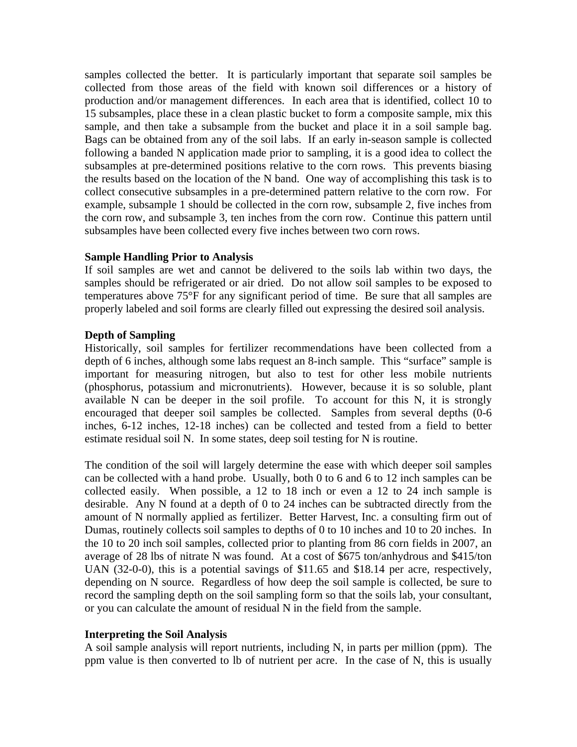samples collected the better. It is particularly important that separate soil samples be collected from those areas of the field with known soil differences or a history of production and/or management differences. In each area that is identified, collect 10 to 15 subsamples, place these in a clean plastic bucket to form a composite sample, mix this sample, and then take a subsample from the bucket and place it in a soil sample bag. Bags can be obtained from any of the soil labs. If an early in-season sample is collected following a banded N application made prior to sampling, it is a good idea to collect the subsamples at pre-determined positions relative to the corn rows. This prevents biasing the results based on the location of the N band. One way of accomplishing this task is to collect consecutive subsamples in a pre-determined pattern relative to the corn row. For example, subsample 1 should be collected in the corn row, subsample 2, five inches from the corn row, and subsample 3, ten inches from the corn row. Continue this pattern until subsamples have been collected every five inches between two corn rows.

**Sample Handling Prior to Analysis**

If soil samples are wet and cannot be delivered to the soils lab within two days, the samples should be refrigerated or air dried. Do not allow soil samples to be exposed to temperatures above 75°F for any significant period of time. Be sure that all samples are properly labeled and soil forms are clearly filled out expressing the desired soil analysis.

**Depth of Sampling**

Historically, soil samples for fertilizer recommendations have been collected from a depth of 6 inches, although some labs request an 8-inch sample. This "surface" sample is important for measuring nitrogen, but also to test for other less mobile nutrients (phosphorus, potassium and micronutrients). However, because it is so soluble, plant available N can be deeper in the soil profile. To account for this N, it is strongly encouraged that deeper soil samples be collected. Samples from several depths (0-6 inches, 6-12 inches, 12-18 inches) can be collected and tested from a field to better estimate residual soil N. In some states, deep soil testing for N is routine.

The condition of the soil will largely determine the ease with which deeper soil samples can be collected with a hand probe. Usually, both 0 to 6 and 6 to 12 inch samples can be collected easily. When possible, a 12 to 18 inch or even a 12 to 24 inch sample is desirable. Any N found at a depth of 0 to 24 inches can be subtracted directly from the amount of N normally applied as fertilizer. Better Harvest, Inc. a consulting firm out of Dumas, routinely collects soil samples to depths of 0 to 10 inches and 10 to 20 inches. In the 10 to 20 inch soil samples, collected prior to planting from 86 corn fields in 2007, an average of 28 lbs of nitrate N was found. At a cost of $675 ton/anhydrous and $415/ton UAN (32-0-0), this is a potential savings of $11.65 and $18.14 per acre, respectively, depending on N source. Regardless of how deep the soil sample is collected, be sure to record the sampling depth on the soil sampling form so that the soils lab, your consultant, or you can calculate the amount of residual N in the field from the sample.

**Interpreting the Soil Analysis**

A soil sample analysis will report nutrients, including N, in parts per million (ppm). The ppm value is then converted to lb of nutrient per acre. In the case of N, this is usually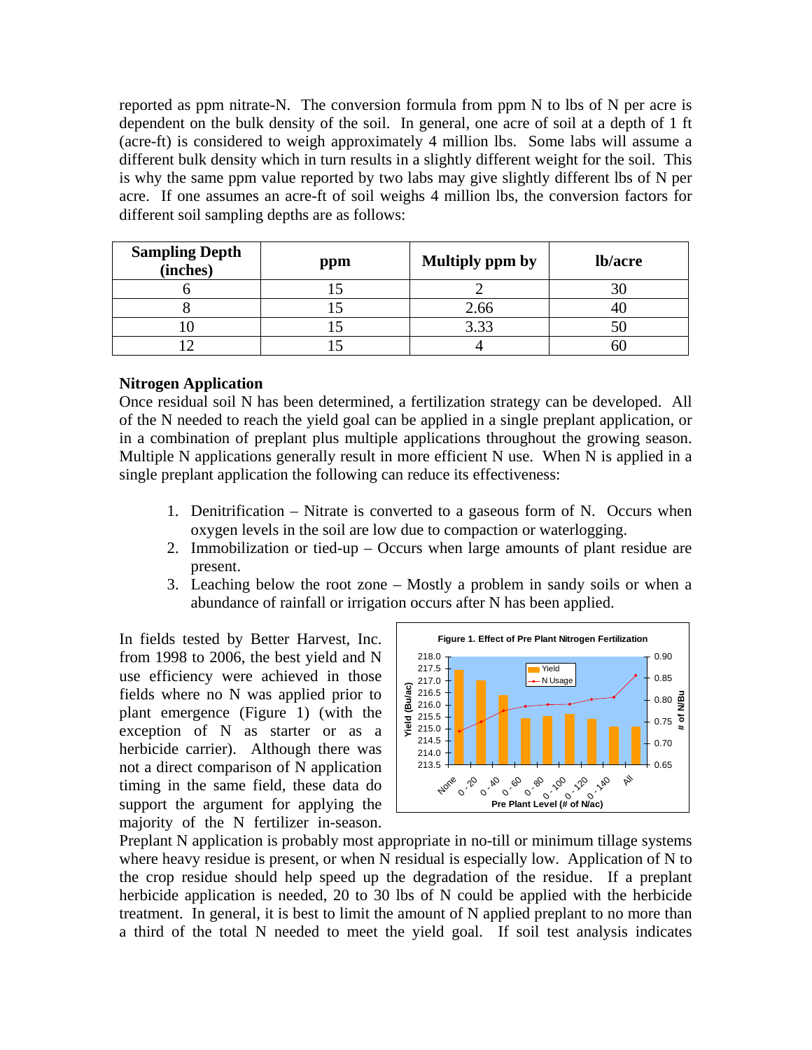reported as ppm nitrate-N. The conversion formula from ppm N to lbs of N per acre is dependent on the bulk density of the soil. In general, one acre of soil at a depth of 1 ft (acre-ft) is considered to weigh approximately 4 million lbs. Some labs will assume a different bulk density which in turn results in a slightly different weight for the soil. This is why the same ppm value reported by two labs may give slightly different lbs of N per acre. If one assumes an acre-ft of soil weighs 4 million lbs, the conversion factors for different soil sampling depths are as follows:

| Sampling Depth (inches) | ppm | Multiply ppm by | lb/acre |
|---|---|---|---|
| 6 | 15 | 2 | 30 |
| 8 | 15 | 2.66 | 40 |
| 10 | 15 | 3.33 | 50 |
| 12 | 15 | 4 | 60 |

**Nitrogen Application**

Once residual soil N has been determined, a fertilization strategy can be developed. All of the N needed to reach the yield goal can be applied in a single preplant application, or in a combination of preplant plus multiple applications throughout the growing season. Multiple N applications generally result in more efficient N use. When N is applied in a single preplant application the following can reduce its effectiveness:

1. Denitrification – Nitrate is converted to a gaseous form of N. Occurs when oxygen levels in the soil are low due to compaction or waterlogging.
2. Immobilization or tied-up – Occurs when large amounts of plant residue are present.
3. Leaching below the root zone – Mostly a problem in sandy soils or when a abundance of rainfall or irrigation occurs after N has been applied.

In fields tested by Better Harvest, Inc. from 1998 to 2006, the best yield and N use efficiency were achieved in those fields where no N was applied prior to plant emergence (Figure 1) (with the exception of N as starter or as a herbicide carrier). Although there was not a direct comparison of N application timing in the same field, these data do support the argument for applying the majority of the N fertilizer in-season.

Figure 1. Effect of Pre Plant Nitrogen Fertilization

Preplant N application is probably most appropriate in no-till or minimum tillage systems where heavy residue is present, or when N residual is especially low. Application of N to the crop residue should help speed up the degradation of the residue. If a preplant herbicide application is needed, 20 to 30 lbs of N could be applied with the herbicide treatment. In general, it is best to limit the amount of N applied preplant to no more than a third of the total N needed to meet the yield goal. If soil test analysis indicates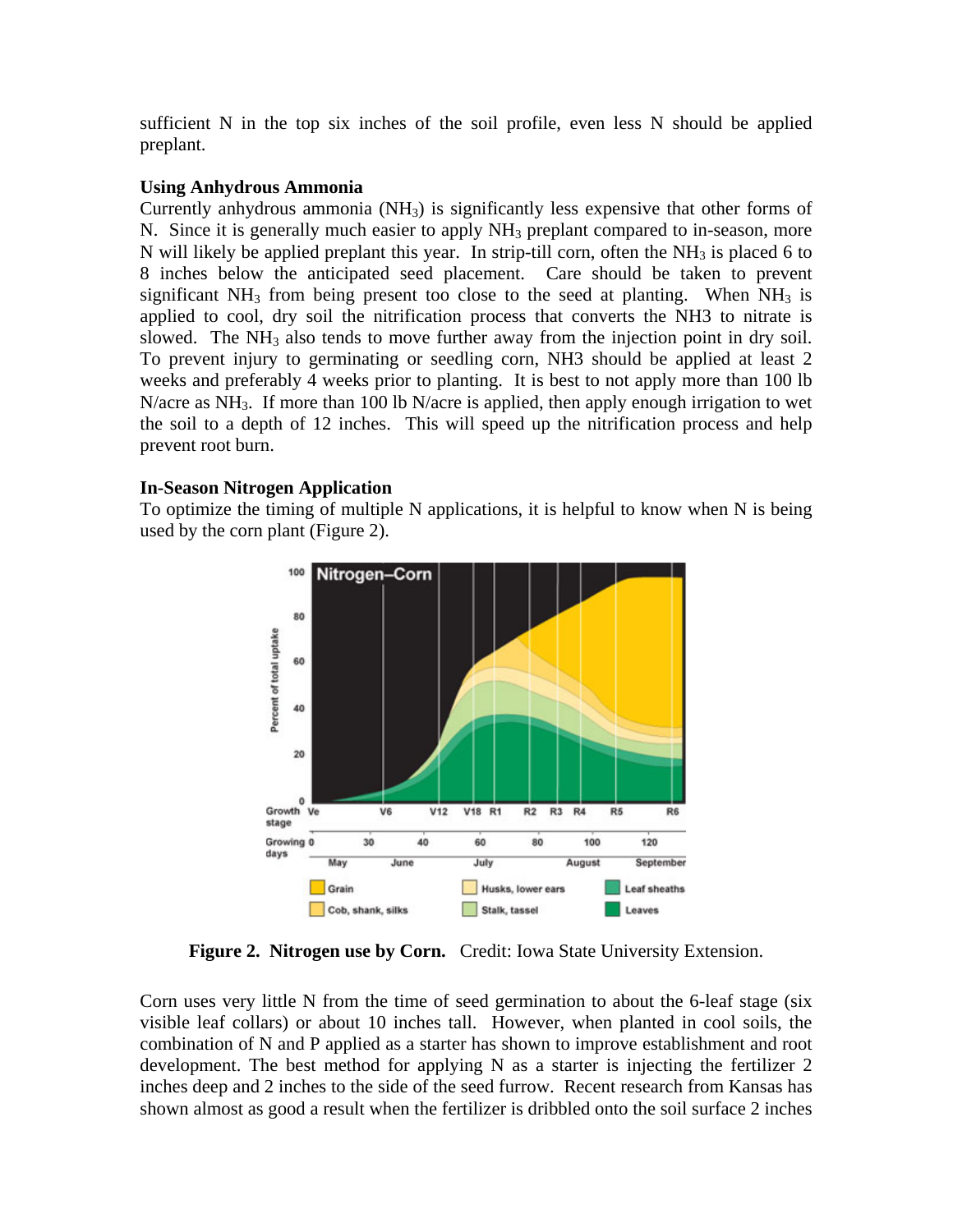sufficient N in the top six inches of the soil profile, even less N should be applied preplant.

**Using Anhydrous Ammonia**

Currently anhydrous ammonia ($NH_3$) is significantly less expensive that other forms of N. Since it is generally much easier to apply $NH_3$ preplant compared to in-season, more N will likely be applied preplant this year. In strip-till corn, often the $NH_3$ is placed 6 to 8 inches below the anticipated seed placement. Care should be taken to prevent significant $NH_3$ from being present too close to the seed at planting. When $NH_3$ is applied to cool, dry soil the nitrification process that converts the NH3 to nitrate is slowed. The $NH_3$ also tends to move further away from the injection point in dry soil. To prevent injury to germinating or seedling corn, NH3 should be applied at least 2 weeks and preferably 4 weeks prior to planting. It is best to not apply more than 100 lb N/acre as $NH_3$. If more than 100 lb N/acre is applied, then apply enough irrigation to wet the soil to a depth of 12 inches. This will speed up the nitrification process and help prevent root burn.

**In-Season Nitrogen Application**

To optimize the timing of multiple N applications, it is helpful to know when N is being used by the corn plant (Figure 2).

**Figure 2. Nitrogen use by Corn.** Credit: Iowa State University Extension.

Corn uses very little N from the time of seed germination to about the 6-leaf stage (six visible leaf collars) or about 10 inches tall. However, when planted in cool soils, the combination of N and P applied as a starter has shown to improve establishment and root development. The best method for applying N as a starter is injecting the fertilizer 2 inches deep and 2 inches to the side of the seed furrow. Recent research from Kansas has shown almost as good a result when the fertilizer is dribbled onto the soil surface 2 inches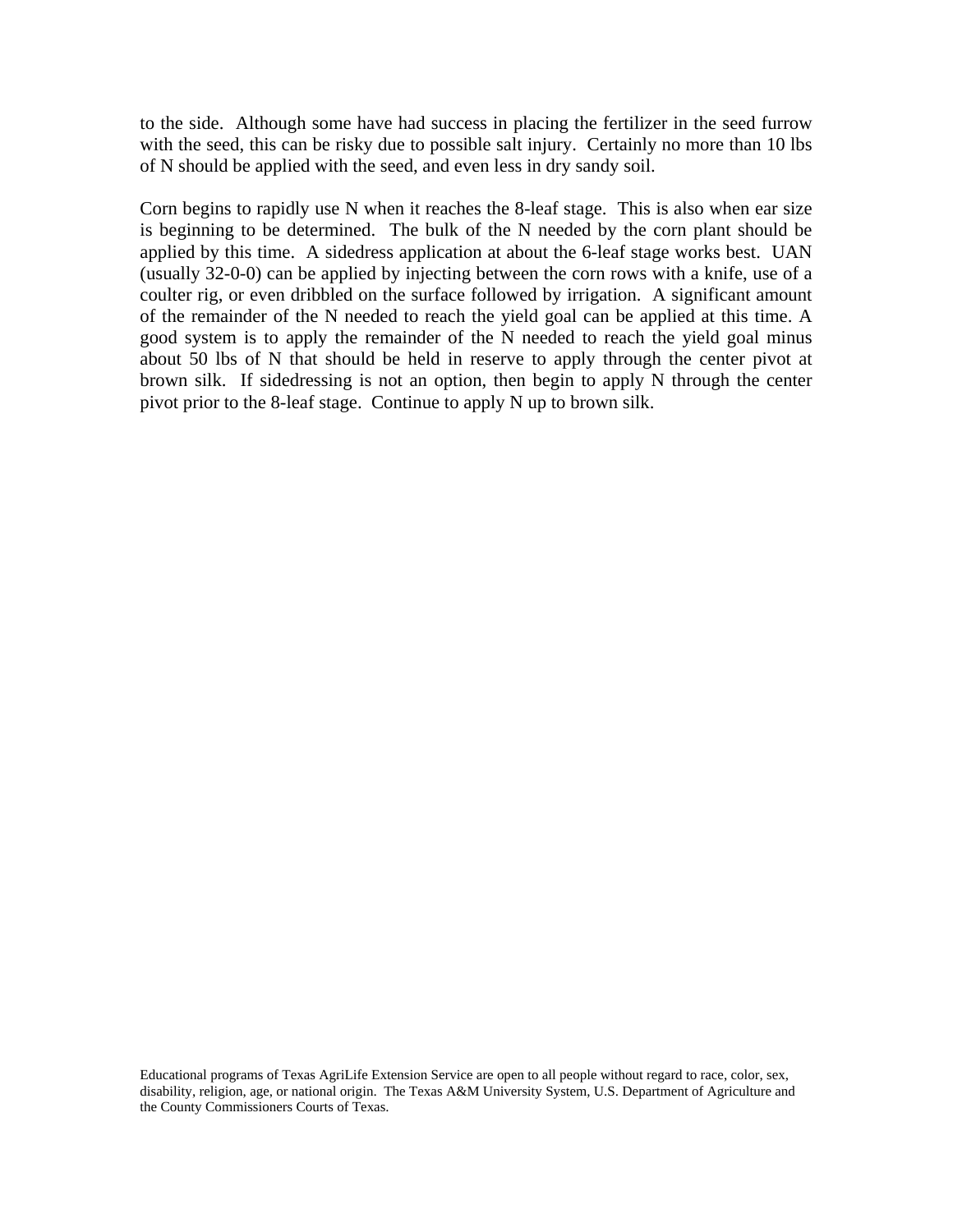to the side. Although some have had success in placing the fertilizer in the seed furrow with the seed, this can be risky due to possible salt injury. Certainly no more than 10 lbs of N should be applied with the seed, and even less in dry sandy soil.

Corn begins to rapidly use N when it reaches the 8-leaf stage. This is also when ear size is beginning to be determined. The bulk of the N needed by the corn plant should be applied by this time. A sidedress application at about the 6-leaf stage works best. UAN (usually 32-0-0) can be applied by injecting between the corn rows with a knife, use of a coulter rig, or even dribbled on the surface followed by irrigation. A significant amount of the remainder of the N needed to reach the yield goal can be applied at this time. A good system is to apply the remainder of the N needed to reach the yield goal minus about 50 lbs of N that should be held in reserve to apply through the center pivot at brown silk. If sidedressing is not an option, then begin to apply N through the center pivot prior to the 8-leaf stage. Continue to apply N up to brown silk.

Educational programs of Texas AgriLife Extension Service are open to all people without regard to race, color, sex, disability, religion, age, or national origin. The Texas A&M University System, U.S. Department of Agriculture and the County Commissioners Courts of Texas.